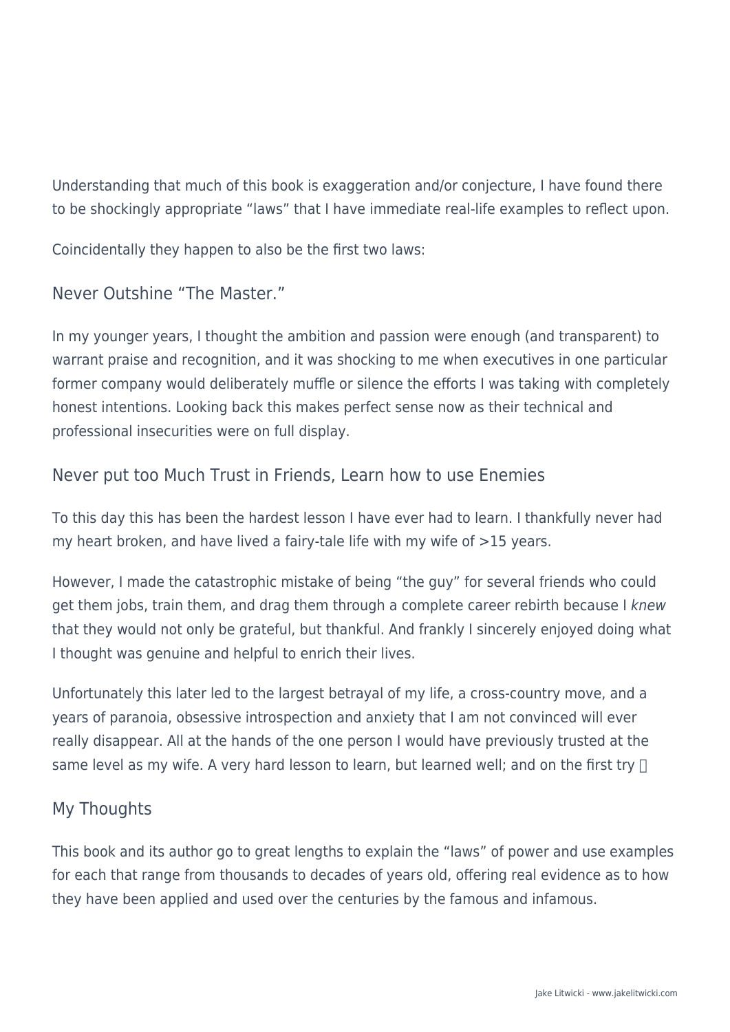Understanding that much of this book is exaggeration and/or conjecture, I have found there to be shockingly appropriate "laws" that I have immediate real-life examples to reflect upon.

Coincidentally they happen to also be the first two laws:

### Never Outshine "The Master."

In my younger years, I thought the ambition and passion were enough (and transparent) to warrant praise and recognition, and it was shocking to me when executives in one particular former company would deliberately muffle or silence the efforts I was taking with completely honest intentions. Looking back this makes perfect sense now as their technical and professional insecurities were on full display.

### Never put too Much Trust in Friends, Learn how to use Enemies

To this day this has been the hardest lesson I have ever had to learn. I thankfully never had my heart broken, and have lived a fairy-tale life with my wife of >15 years.

However, I made the catastrophic mistake of being "the guy" for several friends who could get them jobs, train them, and drag them through a complete career rebirth because I *knew* that they would not only be grateful, but thankful. And frankly I sincerely enjoyed doing what I thought was genuine and helpful to enrich their lives.

Unfortunately this later led to the largest betrayal of my life, a cross-country move, and a years of paranoia, obsessive introspection and anxiety that I am not convinced will ever really disappear. All at the hands of the one person I would have previously trusted at the same level as my wife. A very hard lesson to learn, but learned well; and on the first try 

### My Thoughts

This book and its author go to great lengths to explain the "laws" of power and use examples for each that range from thousands to decades of years old, offering real evidence as to how they have been applied and used over the centuries by the famous and infamous.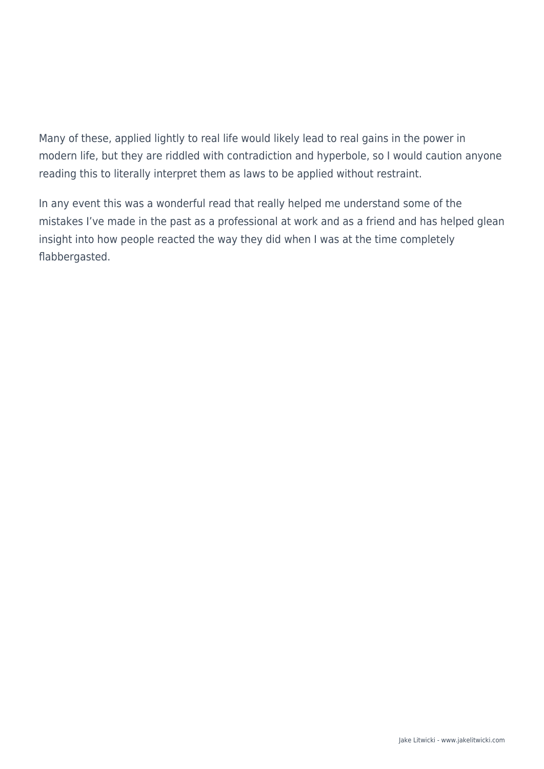Many of these, applied lightly to real life would likely lead to real gains in the power in modern life, but they are riddled with contradiction and hyperbole, so I would caution anyone reading this to literally interpret them as laws to be applied without restraint.

In any event this was a wonderful read that really helped me understand some of the mistakes I've made in the past as a professional at work and as a friend and has helped glean insight into how people reacted the way they did when I was at the time completely flabbergasted.